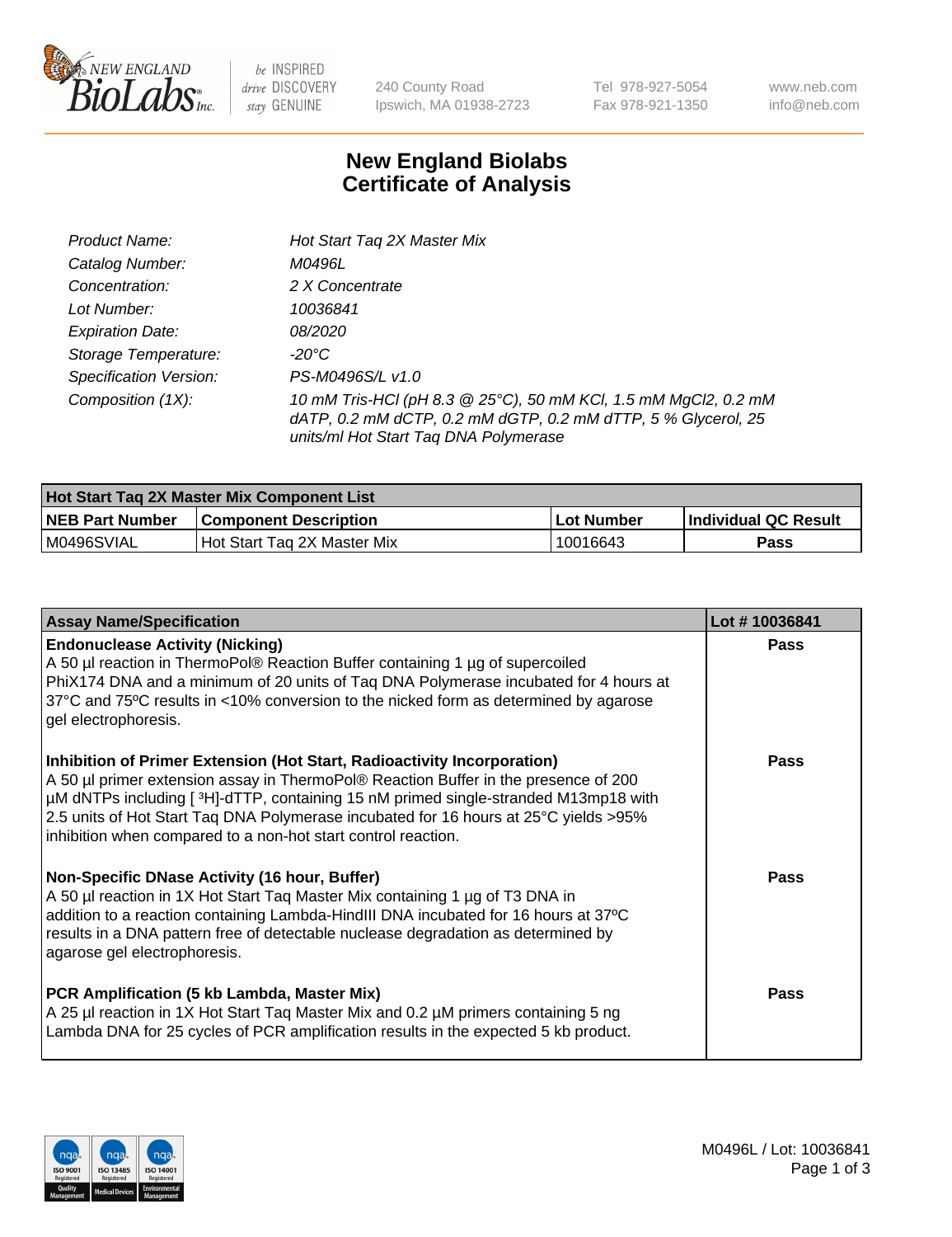# New England Biolabs Certificate of Analysis

| | |
|---|---|
| *Product Name:* | *Hot Start Taq 2X Master Mix* |
| *Catalog Number:* | *M0496L* |
| *Concentration:* | *2 X Concentrate* |
| *Lot Number:* | *10036841* |
| *Expiration Date:* | *08/2020* |
| *Storage Temperature:* | *-20°C* |
| *Specification Version:* | *PS-M0496S/L v1.0* |
| *Composition (1X):* | *10 mM Tris-HCl (pH 8.3 @ 25°C), 50 mM KCl, 1.5 mM MgCl2, 0.2 mM dATP, 0.2 mM dCTP, 0.2 mM dGTP, 0.2 mM dTTP, 5 % Glycerol, 25 units/ml Hot Start Taq DNA Polymerase* |

| Hot Start Taq 2X Master Mix Component List | | | |
|---|---|---|---|
| **NEB Part Number** | **Component Description** | **Lot Number** | **Individual QC Result** |
| M0496SVIAL | Hot Start Taq 2X Master Mix | 10016643 | **Pass** |

| Assay Name/Specification | Lot # 10036841 |
|---|---|
| **Endonuclease Activity (Nicking)**<br>A 50 µl reaction in ThermoPol® Reaction Buffer containing 1 µg of supercoiled PhiX174 DNA and a minimum of 20 units of Taq DNA Polymerase incubated for 4 hours at 37°C and 75ºC results in <10% conversion to the nicked form as determined by agarose gel electrophoresis. | **Pass** |
| **Inhibition of Primer Extension (Hot Start, Radioactivity Incorporation)**<br>A 50 µl primer extension assay in ThermoPol® Reaction Buffer in the presence of 200 µM dNTPs including [ $^3$H]-dTTP, containing 15 nM primed single-stranded M13mp18 with 2.5 units of Hot Start Taq DNA Polymerase incubated for 16 hours at 25°C yields >95% inhibition when compared to a non-hot start control reaction. | **Pass** |
| **Non-Specific DNase Activity (16 hour, Buffer)**<br>A 50 µl reaction in 1X Hot Start Taq Master Mix containing 1 µg of T3 DNA in addition to a reaction containing Lambda-HindIII DNA incubated for 16 hours at 37ºC results in a DNA pattern free of detectable nuclease degradation as determined by agarose gel electrophoresis. | **Pass** |
| **PCR Amplification (5 kb Lambda, Master Mix)**<br>A 25 µl reaction in 1X Hot Start Taq Master Mix and 0.2 µM primers containing 5 ng Lambda DNA for 25 cycles of PCR amplification results in the expected 5 kb product. | **Pass** |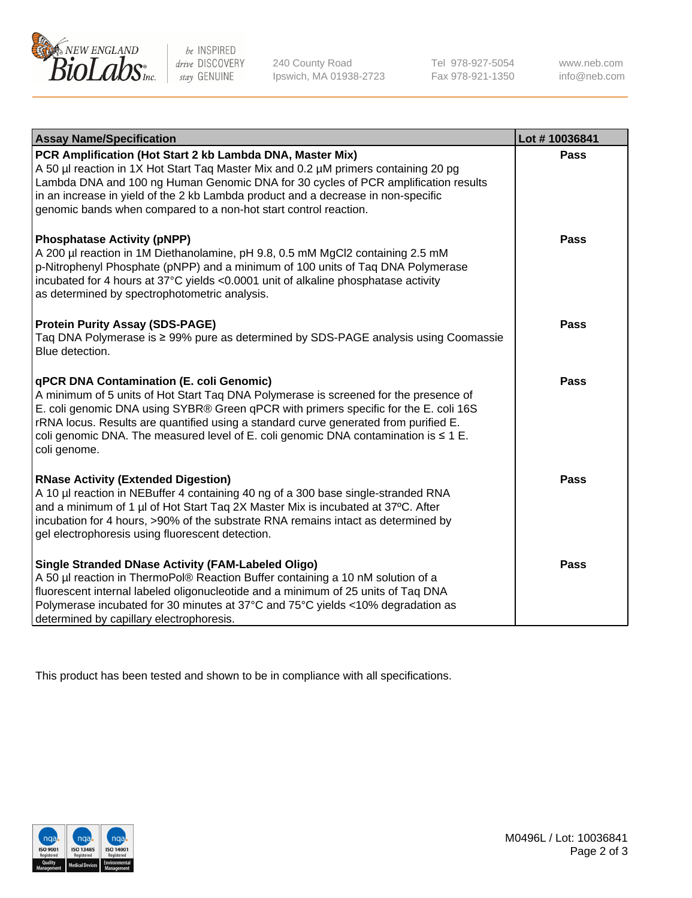| Assay Name/Specification | Lot # 10036841 |
|---|---|
| **PCR Amplification (Hot Start 2 kb Lambda DNA, Master Mix)**<br>A 50 µl reaction in 1X Hot Start Taq Master Mix and 0.2 µM primers containing 20 pg Lambda DNA and 100 ng Human Genomic DNA for 30 cycles of PCR amplification results in an increase in yield of the 2 kb Lambda product and a decrease in non-specific genomic bands when compared to a non-hot start control reaction. | Pass |
| **Phosphatase Activity (pNPP)**<br>A 200 µl reaction in 1M Diethanolamine, pH 9.8, 0.5 mM $MgCl_2$ containing 2.5 mM p-Nitrophenyl Phosphate (pNPP) and a minimum of 100 units of Taq DNA Polymerase incubated for 4 hours at 37°C yields <0.0001 unit of alkaline phosphatase activity as determined by spectrophotometric analysis. | Pass |
| **Protein Purity Assay (SDS-PAGE)**<br>Taq DNA Polymerase is ≥ 99% pure as determined by SDS-PAGE analysis using Coomassie Blue detection. | Pass |
| **qPCR DNA Contamination (E. coli Genomic)**<br>A minimum of 5 units of Hot Start Taq DNA Polymerase is screened for the presence of E. coli genomic DNA using SYBR® Green qPCR with primers specific for the E. coli 16S rRNA locus. Results are quantified using a standard curve generated from purified E. coli genomic DNA. The measured level of E. coli genomic DNA contamination is ≤ 1 E. coli genome. | Pass |
| **RNase Activity (Extended Digestion)**<br>A 10 µl reaction in NEBuffer 4 containing 40 ng of a 300 base single-stranded RNA and a minimum of 1 µl of Hot Start Taq 2X Master Mix is incubated at 37ºC. After incubation for 4 hours, >90% of the substrate RNA remains intact as determined by gel electrophoresis using fluorescent detection. | Pass |
| **Single Stranded DNase Activity (FAM-Labeled Oligo)**<br>A 50 µl reaction in ThermoPol® Reaction Buffer containing a 10 nM solution of a fluorescent internal labeled oligonucleotide and a minimum of 25 units of Taq DNA Polymerase incubated for 30 minutes at 37°C and 75°C yields <10% degradation as determined by capillary electrophoresis. | Pass |

This product has been tested and shown to be in compliance with all specifications.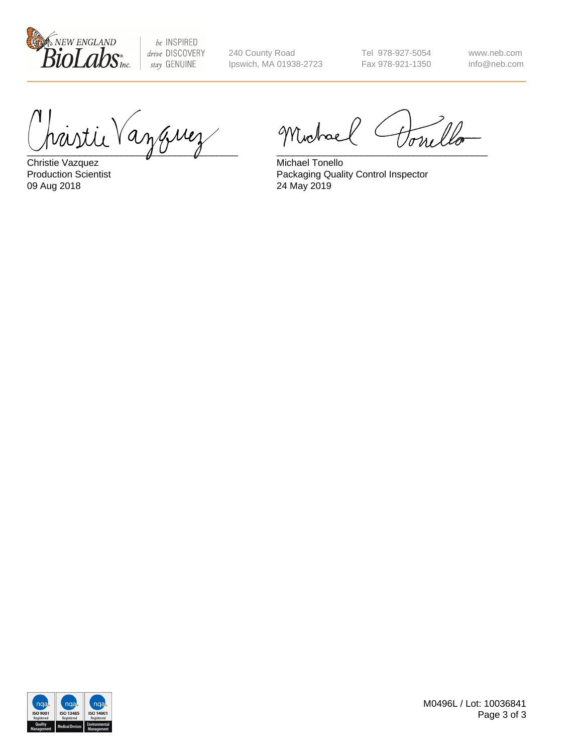Christie Vazquez
Production Scientist
09 Aug 2018

Michael Tonello
Packaging Quality Control Inspector
24 May 2019

M0496L / Lot: 10036841